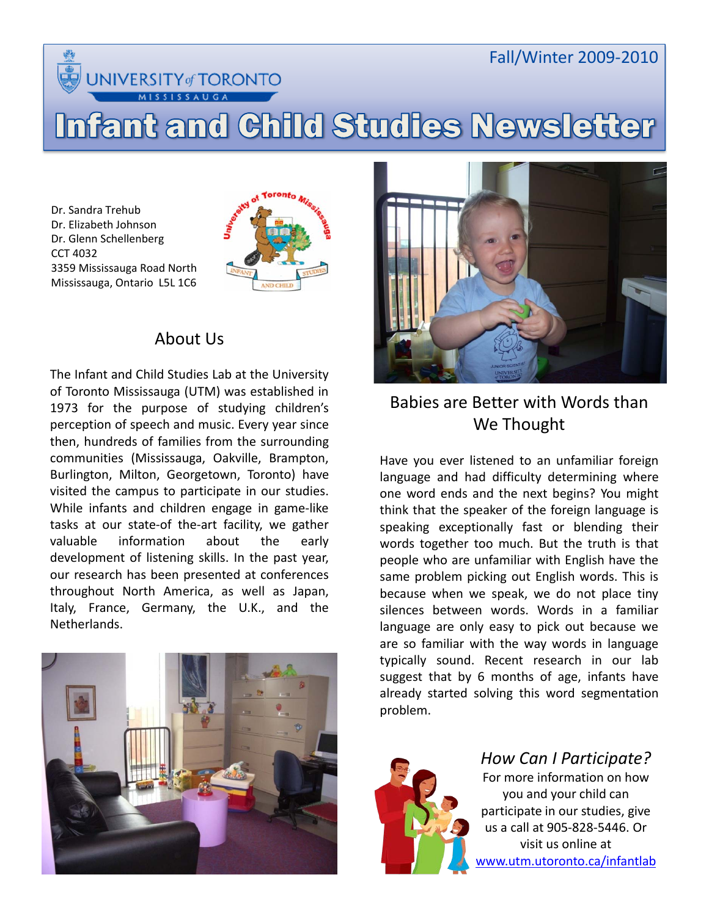Fall/Winter 2009-2010

UNIVERSITY of TORONTO MISSISSAUGA

# Infant and Child Studies Newsletter

Dr. Sandra Trehub
Dr. Elizabeth Johnson
Dr. Glenn Schellenberg
CCT 4032
3359 Mississauga Road North
Mississauga, Ontario L5L 1C6

## About Us

The Infant and Child Studies Lab at the University of Toronto Mississauga (UTM) was established in 1973 for the purpose of studying children's perception of speech and music. Every year since then, hundreds of families from the surrounding communities (Mississauga, Oakville, Brampton, Burlington, Milton, Georgetown, Toronto) have visited the campus to participate in our studies. While infants and children engage in game-like tasks at our state-of the-art facility, we gather valuable information about the early development of listening skills. In the past year, our research has been presented at conferences throughout North America, as well as Japan, Italy, France, Germany, the U.K., and the Netherlands.

## Babies are Better with Words than We Thought

Have you ever listened to an unfamiliar foreign language and had difficulty determining where one word ends and the next begins? You might think that the speaker of the foreign language is speaking exceptionally fast or blending their words together too much. But the truth is that people who are unfamiliar with English have the same problem picking out English words. This is because when we speak, we do not place tiny silences between words. Words in a familiar language are only easy to pick out because we are so familiar with the way words in language typically sound. Recent research in our lab suggest that by 6 months of age, infants have already started solving this word segmentation problem.

### *How Can I Participate?*

For more information on how you and your child can participate in our studies, give us a call at 905-828-5446. Or visit us online at [www.utm.utoronto.ca/infantlab](http://www.utm.utoronto.ca/infantlab)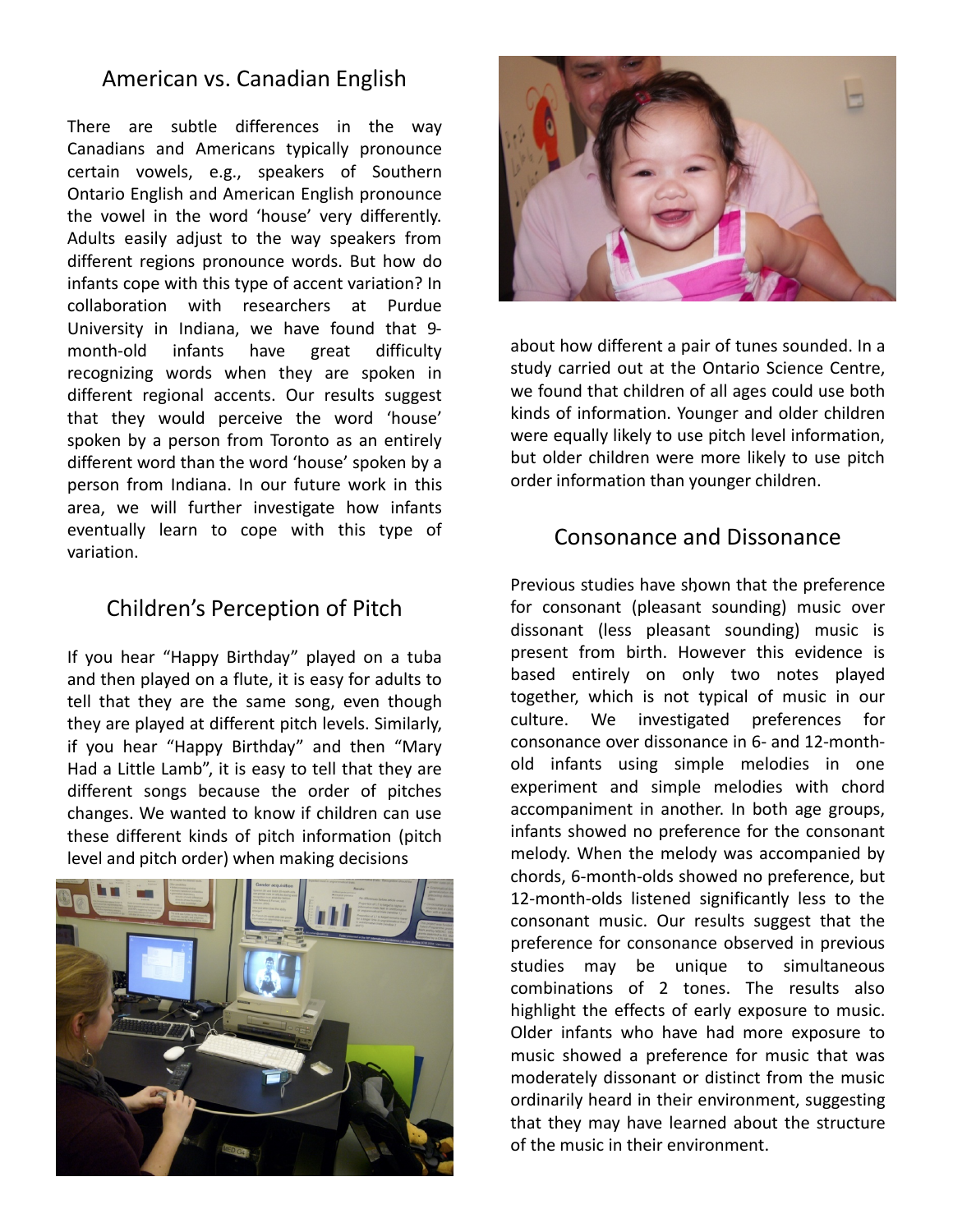## American vs. Canadian English

There are subtle differences in the way Canadians and Americans typically pronounce certain vowels, e.g., speakers of Southern Ontario English and American English pronounce the vowel in the word 'house' very differently. Adults easily adjust to the way speakers from different regions pronounce words. But how do infants cope with this type of accent variation? In collaboration with researchers at Purdue University in Indiana, we have found that 9-month-old infants have great difficulty recognizing words when they are spoken in different regional accents. Our results suggest that they would perceive the word 'house' spoken by a person from Toronto as an entirely different word than the word 'house' spoken by a person from Indiana. In our future work in this area, we will further investigate how infants eventually learn to cope with this type of variation.

## Children's Perception of Pitch

If you hear "Happy Birthday" played on a tuba and then played on a flute, it is easy for adults to tell that they are the same song, even though they are played at different pitch levels. Similarly, if you hear "Happy Birthday" and then "Mary Had a Little Lamb", it is easy to tell that they are different songs because the order of pitches changes. We wanted to know if children can use these different kinds of pitch information (pitch level and pitch order) when making decisions about how different a pair of tunes sounded. In a study carried out at the Ontario Science Centre, we found that children of all ages could use both kinds of information. Younger and older children were equally likely to use pitch level information, but older children were more likely to use pitch order information than younger children.

## Consonance and Dissonance

Previous studies have shown that the preference for consonant (pleasant sounding) music over dissonant (less pleasant sounding) music is present from birth. However this evidence is based entirely on only two notes played together, which is not typical of music in our culture. We investigated preferences for consonance over dissonance in 6- and 12-month-old infants using simple melodies in one experiment and simple melodies with chord accompaniment in another. In both age groups, infants showed no preference for the consonant melody. When the melody was accompanied by chords, 6-month-olds showed no preference, but 12-month-olds listened significantly less to the consonant music. Our results suggest that the preference for consonance observed in previous studies may be unique to simultaneous combinations of 2 tones. The results also highlight the effects of early exposure to music. Older infants who have had more exposure to music showed a preference for music that was moderately dissonant or distinct from the music ordinarily heard in their environment, suggesting that they may have learned about the structure of the music in their environment.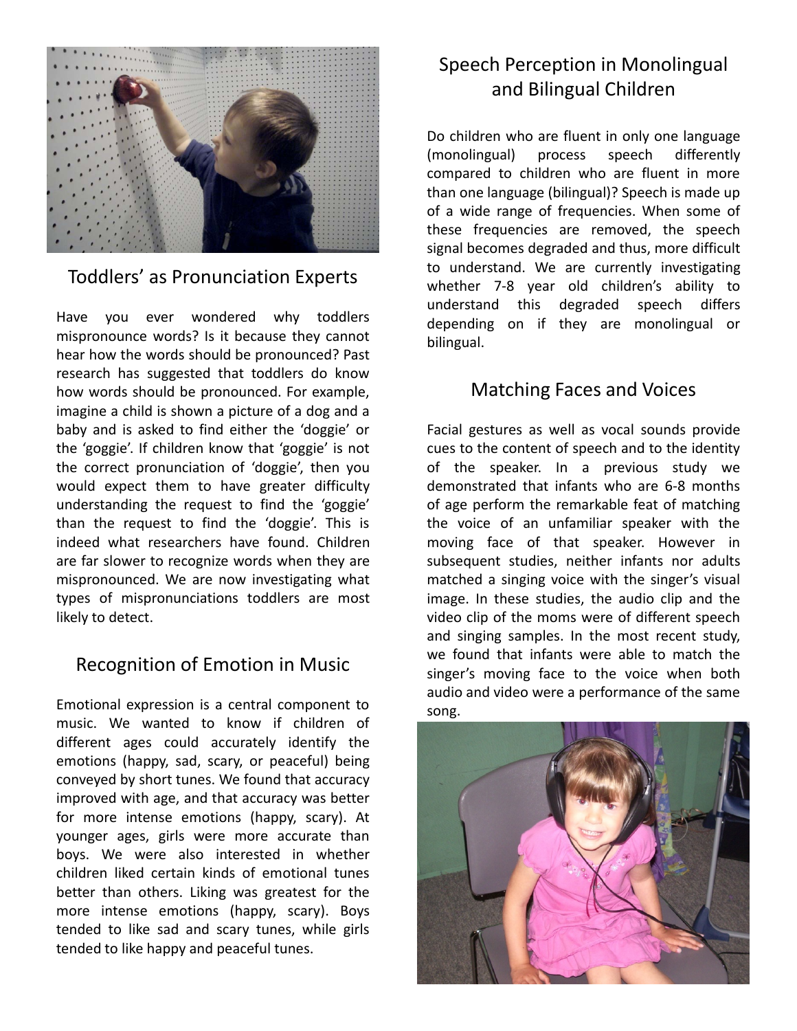## Toddlers' as Pronunciation Experts

Have you ever wondered why toddlers mispronounce words? Is it because they cannot hear how the words should be pronounced? Past research has suggested that toddlers do know how words should be pronounced. For example, imagine a child is shown a picture of a dog and a baby and is asked to find either the 'doggie' or the 'goggie'. If children know that 'goggie' is not the correct pronunciation of 'doggie', then you would expect them to have greater difficulty understanding the request to find the 'goggie' than the request to find the 'doggie'. This is indeed what researchers have found. Children are far slower to recognize words when they are mispronounced. We are now investigating what types of mispronunciations toddlers are most likely to detect.

## Recognition of Emotion in Music

Emotional expression is a central component to music. We wanted to know if children of different ages could accurately identify the emotions (happy, sad, scary, or peaceful) being conveyed by short tunes. We found that accuracy improved with age, and that accuracy was better for more intense emotions (happy, scary). At younger ages, girls were more accurate than boys. We were also interested in whether children liked certain kinds of emotional tunes better than others. Liking was greatest for the more intense emotions (happy, scary). Boys tended to like sad and scary tunes, while girls tended to like happy and peaceful tunes.

## Speech Perception in Monolingual and Bilingual Children

Do children who are fluent in only one language (monolingual) process speech differently compared to children who are fluent in more than one language (bilingual)? Speech is made up of a wide range of frequencies. When some of these frequencies are removed, the speech signal becomes degraded and thus, more difficult to understand. We are currently investigating whether 7-8 year old children's ability to understand this degraded speech differs depending on if they are monolingual or bilingual.

## Matching Faces and Voices

Facial gestures as well as vocal sounds provide cues to the content of speech and to the identity of the speaker. In a previous study we demonstrated that infants who are 6-8 months of age perform the remarkable feat of matching the voice of an unfamiliar speaker with the moving face of that speaker. However in subsequent studies, neither infants nor adults matched a singing voice with the singer's visual image. In these studies, the audio clip and the video clip of the moms were of different speech and singing samples. In the most recent study, we found that infants were able to match the singer's moving face to the voice when both audio and video were a performance of the same song.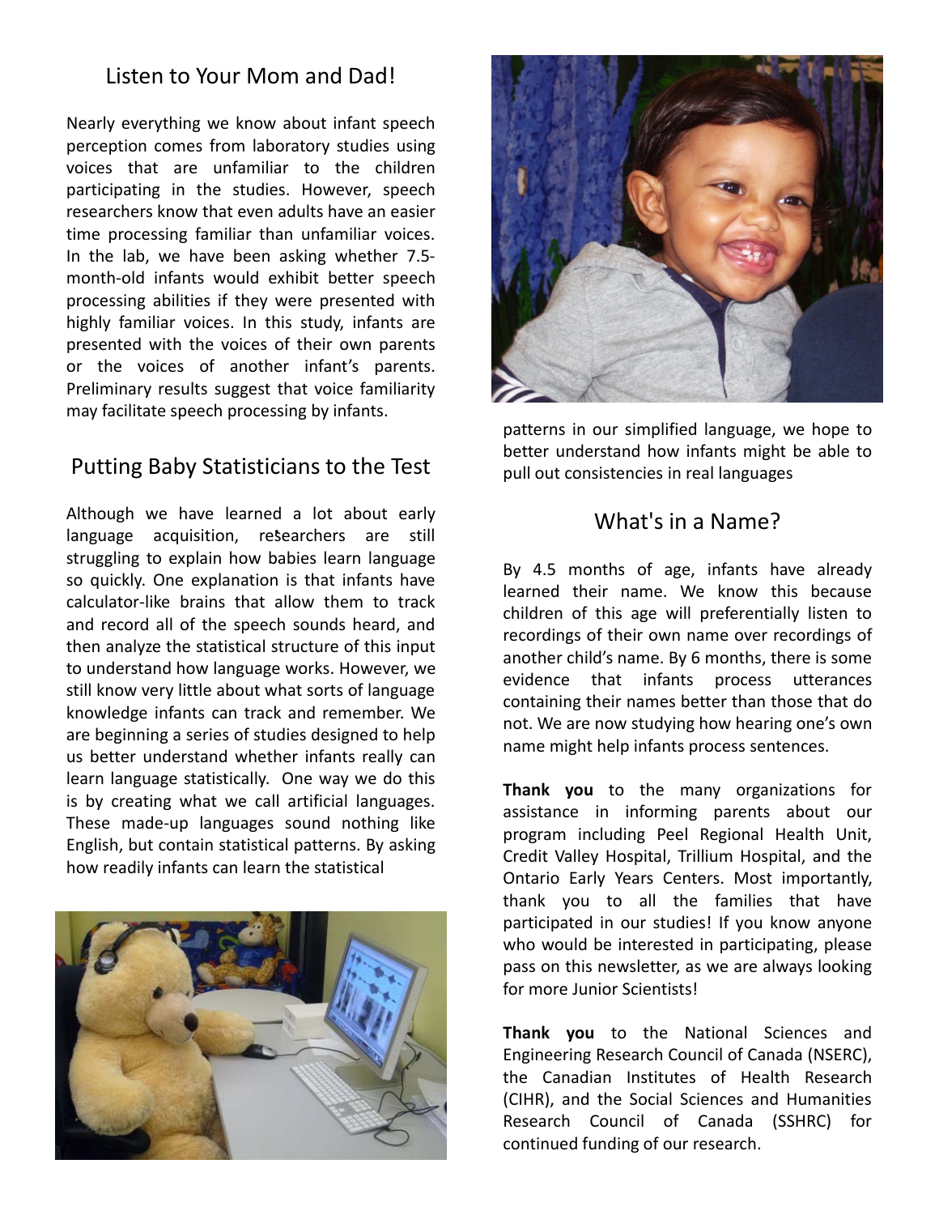## Listen to Your Mom and Dad!

Nearly everything we know about infant speech perception comes from laboratory studies using voices that are unfamiliar to the children participating in the studies. However, speech researchers know that even adults have an easier time processing familiar than unfamiliar voices. In the lab, we have been asking whether 7.5-month-old infants would exhibit better speech processing abilities if they were presented with highly familiar voices. In this study, infants are presented with the voices of their own parents or the voices of another infant's parents. Preliminary results suggest that voice familiarity may facilitate speech processing by infants.

## Putting Baby Statisticians to the Test

Although we have learned a lot about early language acquisition, researchers are still struggling to explain how babies learn language so quickly. One explanation is that infants have calculator-like brains that allow them to track and record all of the speech sounds heard, and then analyze the statistical structure of this input to understand how language works. However, we still know very little about what sorts of language knowledge infants can track and remember. We are beginning a series of studies designed to help us better understand whether infants really can learn language statistically. One way we do this is by creating what we call artificial languages. These made-up languages sound nothing like English, but contain statistical patterns. By asking how readily infants can learn the statistical patterns in our simplified language, we hope to better understand how infants might be able to pull out consistencies in real languages

## What's in a Name?

By 4.5 months of age, infants have already learned their name. We know this because children of this age will preferentially listen to recordings of their own name over recordings of another child's name. By 6 months, there is some evidence that infants process utterances containing their names better than those that do not. We are now studying how hearing one's own name might help infants process sentences.

**Thank you** to the many organizations for assistance in informing parents about our program including Peel Regional Health Unit, Credit Valley Hospital, Trillium Hospital, and the Ontario Early Years Centers. Most importantly, thank you to all the families that have participated in our studies! If you know anyone who would be interested in participating, please pass on this newsletter, as we are always looking for more Junior Scientists!

**Thank you** to the National Sciences and Engineering Research Council of Canada (NSERC), the Canadian Institutes of Health Research (CIHR), and the Social Sciences and Humanities Research Council of Canada (SSHRC) for continued funding of our research.